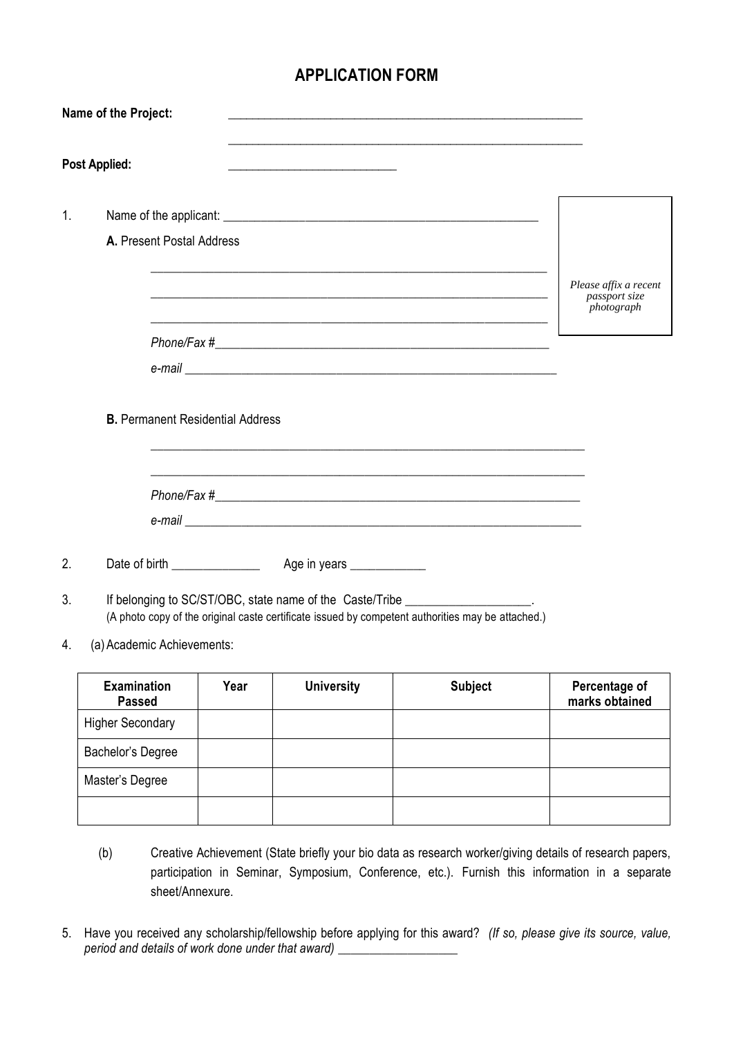# APPLICATION FORM

**Name of the Project:** ________________________________________________________

________________________________________________________

**Post Applied:** ___________________________

1. Name of the applicant: ____________________________________________________

   **A.** Present Postal Address

   ________________________________________________________________

   ________________________________________________________________

   ________________________________________________________________

   *Phone/Fax #*____________________________________________________

   *e-mail* ________________________________________________________

   *Please affix a recent passport size photograph*

   **B.** Permanent Residential Address

   ________________________________________________________________

   ________________________________________________________________

   *Phone/Fax #*____________________________________________________

   *e-mail* ________________________________________________________

2. Date of birth ______________ Age in years ____________

3. If belonging to SC/ST/OBC, state name of the Caste/Tribe ____________________.
   (A photo copy of the original caste certificate issued by competent authorities may be attached.)

4. (a) Academic Achievements:

| Examination Passed | Year | University | Subject | Percentage of marks obtained |
|---|---|---|---|---|
| Higher Secondary | | | | |
| Bachelor's Degree | | | | |
| Master's Degree | | | | |
| | | | | |

   (b) Creative Achievement (State briefly your bio data as research worker/giving details of research papers, participation in Seminar, Symposium, Conference, etc.). Furnish this information in a separate sheet/Annexure.

5. Have you received any scholarship/fellowship before applying for this award? *(If so, please give its source, value, period and details of work done under that award)* ___________________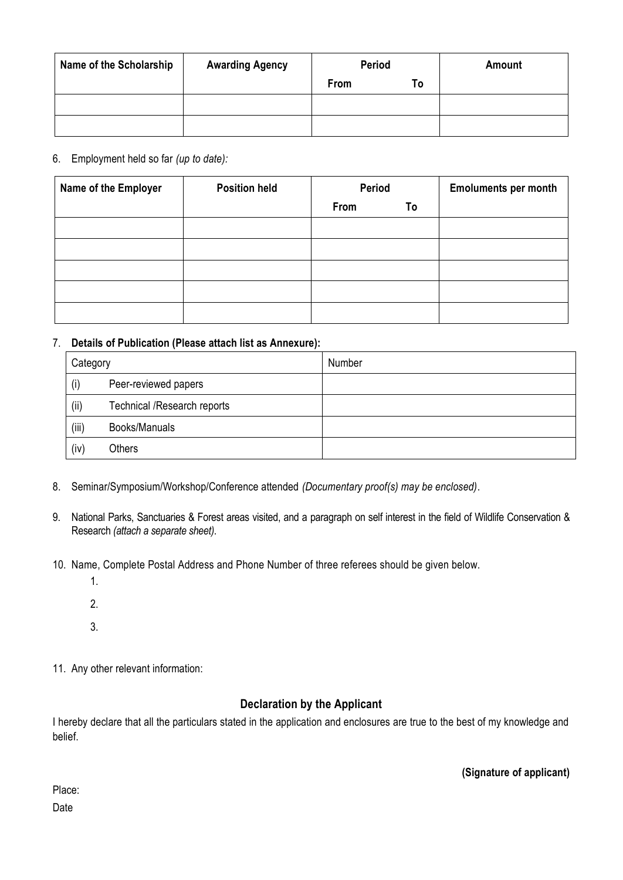| Name of the Scholarship | Awarding Agency | Period | | Amount |
|---|---|---|---|---|
| | | From | To | |
| | | | | |
| | | | | |

6. Employment held so far *(up to date):*

| Name of the Employer | Position held | Period | | Emoluments per month |
|---|---|---|---|---|
| | | From | To | |
| | | | | |
| | | | | |
| | | | | |
| | | | | |
| | | | | |

7. **Details of Publication (Please attach list as Annexure):**

| Category | | Number |
|---|---|---|
| (i) | Peer-reviewed papers | |
| (ii) | Technical /Research reports | |
| (iii) | Books/Manuals | |
| (iv) | Others | |

8. Seminar/Symposium/Workshop/Conference attended *(Documentary proof(s) may be enclosed)*.

9. National Parks, Sanctuaries & Forest areas visited, and a paragraph on self interest in the field of Wildlife Conservation & Research *(attach a separate sheet)*.

10. Name, Complete Postal Address and Phone Number of three referees should be given below.

    1.

    2.

    3.

11. Any other relevant information:

## Declaration by the Applicant

I hereby declare that all the particulars stated in the application and enclosures are true to the best of my knowledge and belief.

**(Signature of applicant)**

Place:

Date